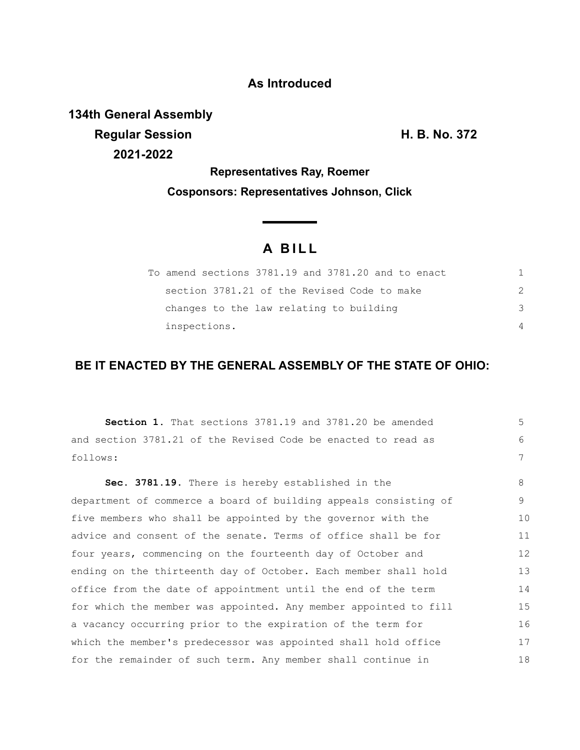**As Introduced**

**134th General Assembly**
**Regular Session**
**2021-2022**

**H. B. No. 372**

**Representatives Ray, Roemer**

**Cosponsors: Representatives Johnson, Click**

# A BILL

To amend sections 3781.19 and 3781.20 and to enact section 3781.21 of the Revised Code to make changes to the law relating to building inspections.

**BE IT ENACTED BY THE GENERAL ASSEMBLY OF THE STATE OF OHIO:**

**Section 1.** That sections 3781.19 and 3781.20 be amended and section 3781.21 of the Revised Code be enacted to read as follows:

**Sec. 3781.19.** There is hereby established in the department of commerce a board of building appeals consisting of five members who shall be appointed by the governor with the advice and consent of the senate. Terms of office shall be for four years, commencing on the fourteenth day of October and ending on the thirteenth day of October. Each member shall hold office from the date of appointment until the end of the term for which the member was appointed. Any member appointed to fill a vacancy occurring prior to the expiration of the term for which the member's predecessor was appointed shall hold office for the remainder of such term. Any member shall continue in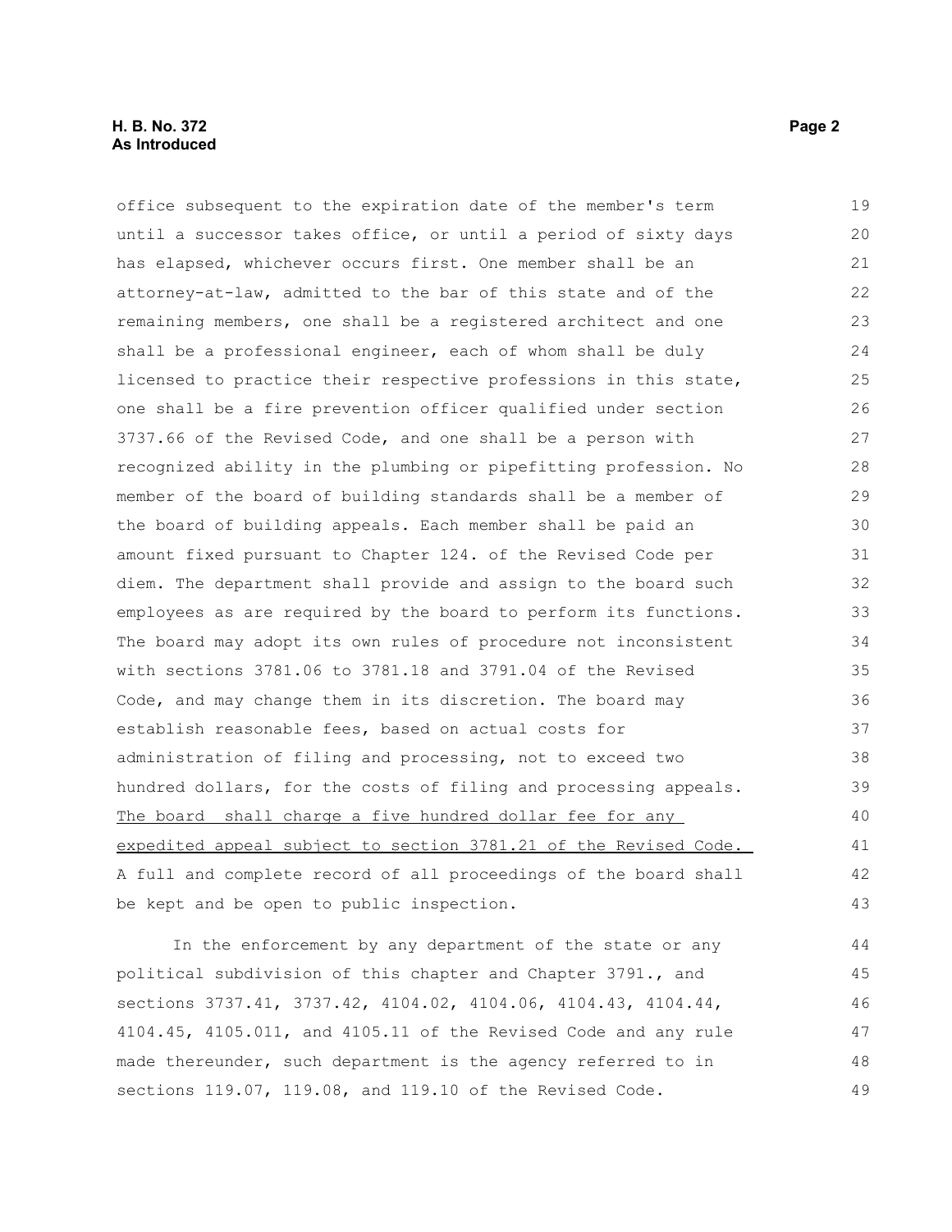office subsequent to the expiration date of the member's term until a successor takes office, or until a period of sixty days has elapsed, whichever occurs first. One member shall be an attorney-at-law, admitted to the bar of this state and of the remaining members, one shall be a registered architect and one shall be a professional engineer, each of whom shall be duly licensed to practice their respective professions in this state, one shall be a fire prevention officer qualified under section 3737.66 of the Revised Code, and one shall be a person with recognized ability in the plumbing or pipefitting profession. No member of the board of building standards shall be a member of the board of building appeals. Each member shall be paid an amount fixed pursuant to Chapter 124. of the Revised Code per diem. The department shall provide and assign to the board such employees as are required by the board to perform its functions. The board may adopt its own rules of procedure not inconsistent with sections 3781.06 to 3781.18 and 3791.04 of the Revised Code, and may change them in its discretion. The board may establish reasonable fees, based on actual costs for administration of filing and processing, not to exceed two hundred dollars, for the costs of filing and processing appeals. <u>The board shall charge a five hundred dollar fee for any expedited appeal subject to section 3781.21 of the Revised Code.</u> A full and complete record of all proceedings of the board shall be kept and be open to public inspection.

In the enforcement by any department of the state or any political subdivision of this chapter and Chapter 3791., and sections 3737.41, 3737.42, 4104.02, 4104.06, 4104.43, 4104.44, 4104.45, 4105.011, and 4105.11 of the Revised Code and any rule made thereunder, such department is the agency referred to in sections 119.07, 119.08, and 119.10 of the Revised Code.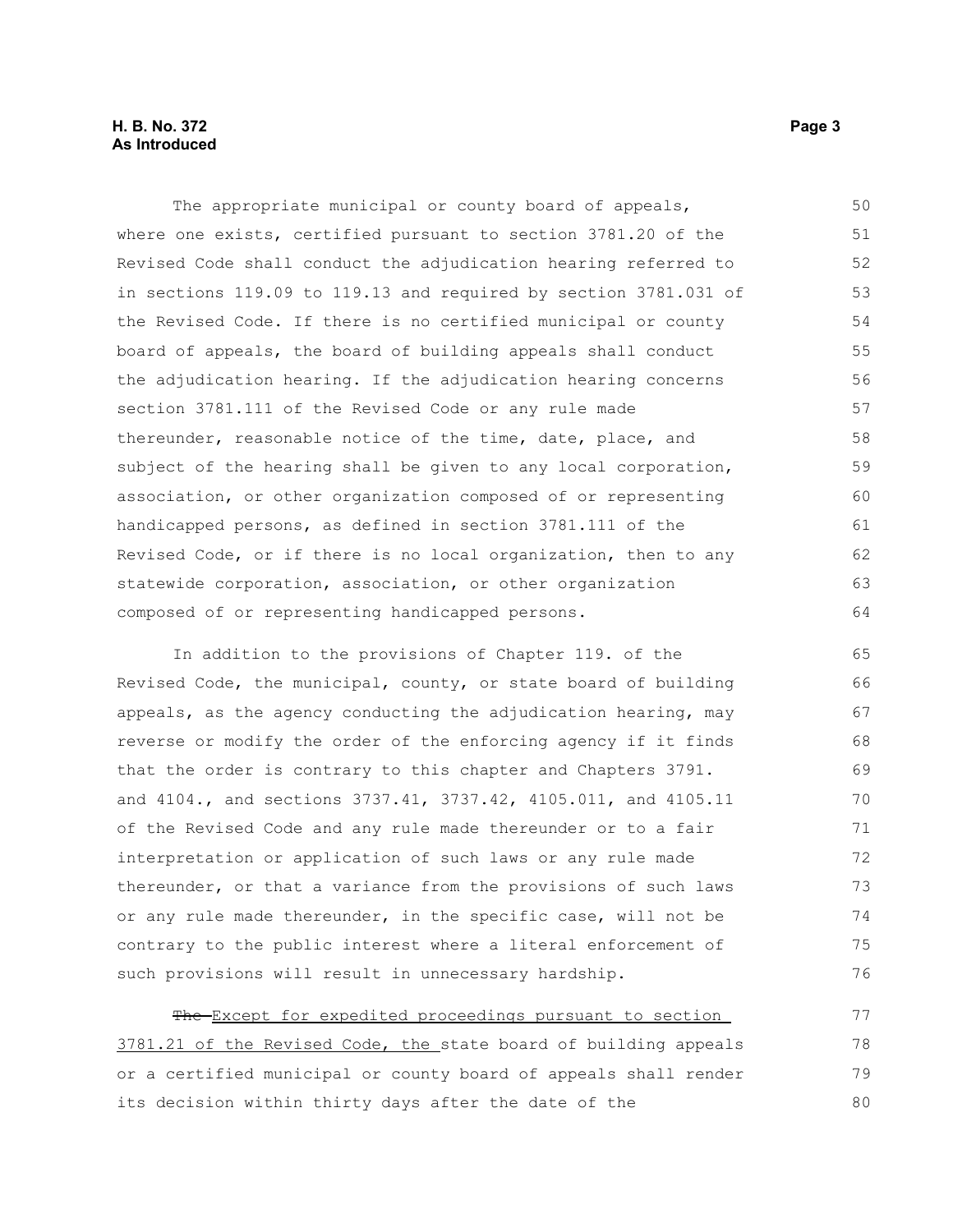The appropriate municipal or county board of appeals, where one exists, certified pursuant to section 3781.20 of the Revised Code shall conduct the adjudication hearing referred to in sections 119.09 to 119.13 and required by section 3781.031 of the Revised Code. If there is no certified municipal or county board of appeals, the board of building appeals shall conduct the adjudication hearing. If the adjudication hearing concerns section 3781.111 of the Revised Code or any rule made thereunder, reasonable notice of the time, date, place, and subject of the hearing shall be given to any local corporation, association, or other organization composed of or representing handicapped persons, as defined in section 3781.111 of the Revised Code, or if there is no local organization, then to any statewide corporation, association, or other organization composed of or representing handicapped persons.

In addition to the provisions of Chapter 119. of the Revised Code, the municipal, county, or state board of building appeals, as the agency conducting the adjudication hearing, may reverse or modify the order of the enforcing agency if it finds that the order is contrary to this chapter and Chapters 3791. and 4104., and sections 3737.41, 3737.42, 4105.011, and 4105.11 of the Revised Code and any rule made thereunder or to a fair interpretation or application of such laws or any rule made thereunder, or that a variance from the provisions of such laws or any rule made thereunder, in the specific case, will not be contrary to the public interest where a literal enforcement of such provisions will result in unnecessary hardship.

~~The~~ Except for expedited proceedings pursuant to section 3781.21 of the Revised Code, the state board of building appeals or a certified municipal or county board of appeals shall render its decision within thirty days after the date of the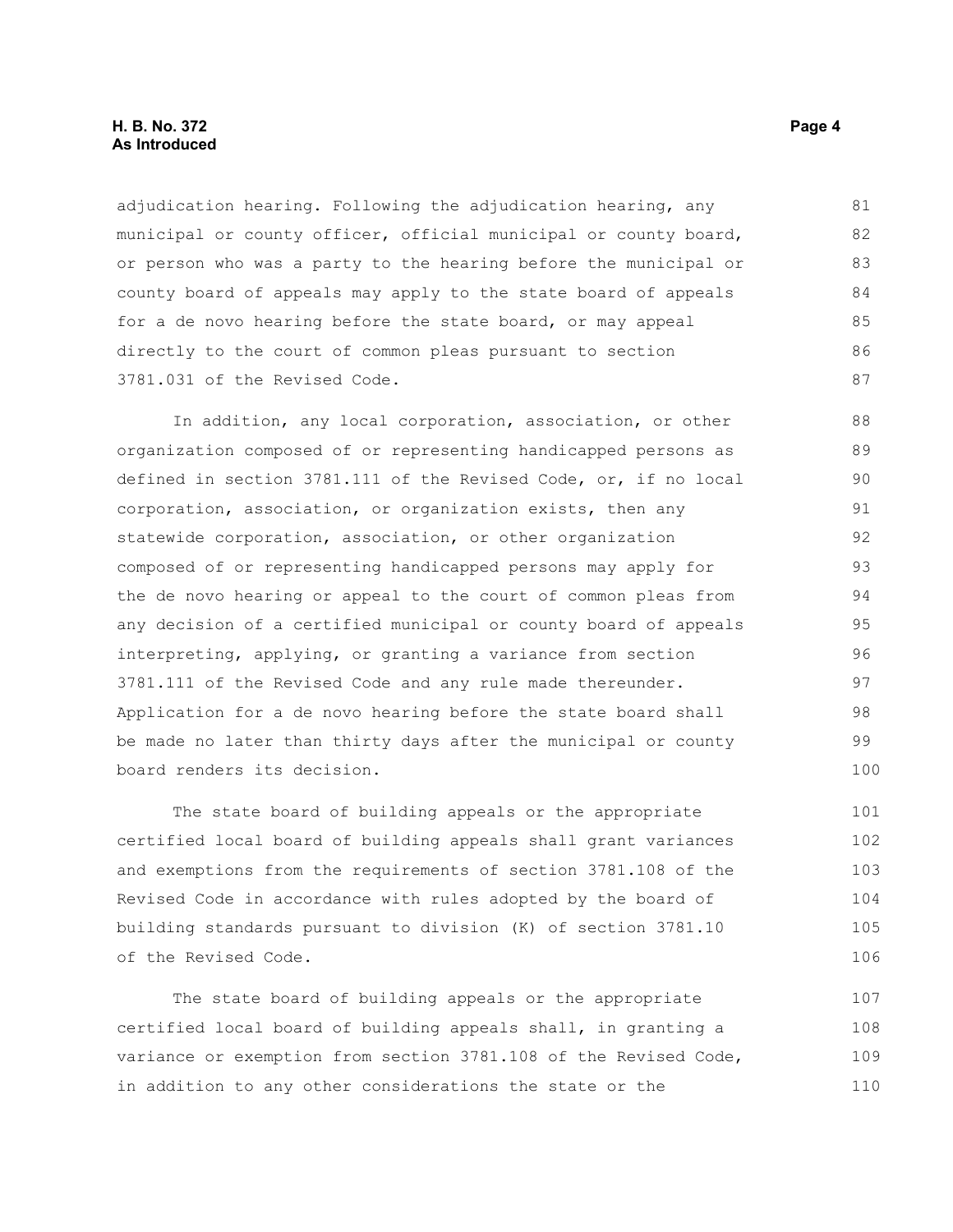adjudication hearing. Following the adjudication hearing, any municipal or county officer, official municipal or county board, or person who was a party to the hearing before the municipal or county board of appeals may apply to the state board of appeals for a de novo hearing before the state board, or may appeal directly to the court of common pleas pursuant to section 3781.031 of the Revised Code.

In addition, any local corporation, association, or other organization composed of or representing handicapped persons as defined in section 3781.111 of the Revised Code, or, if no local corporation, association, or organization exists, then any statewide corporation, association, or other organization composed of or representing handicapped persons may apply for the de novo hearing or appeal to the court of common pleas from any decision of a certified municipal or county board of appeals interpreting, applying, or granting a variance from section 3781.111 of the Revised Code and any rule made thereunder. Application for a de novo hearing before the state board shall be made no later than thirty days after the municipal or county board renders its decision.

The state board of building appeals or the appropriate certified local board of building appeals shall grant variances and exemptions from the requirements of section 3781.108 of the Revised Code in accordance with rules adopted by the board of building standards pursuant to division (K) of section 3781.10 of the Revised Code.

The state board of building appeals or the appropriate certified local board of building appeals shall, in granting a variance or exemption from section 3781.108 of the Revised Code, in addition to any other considerations the state or the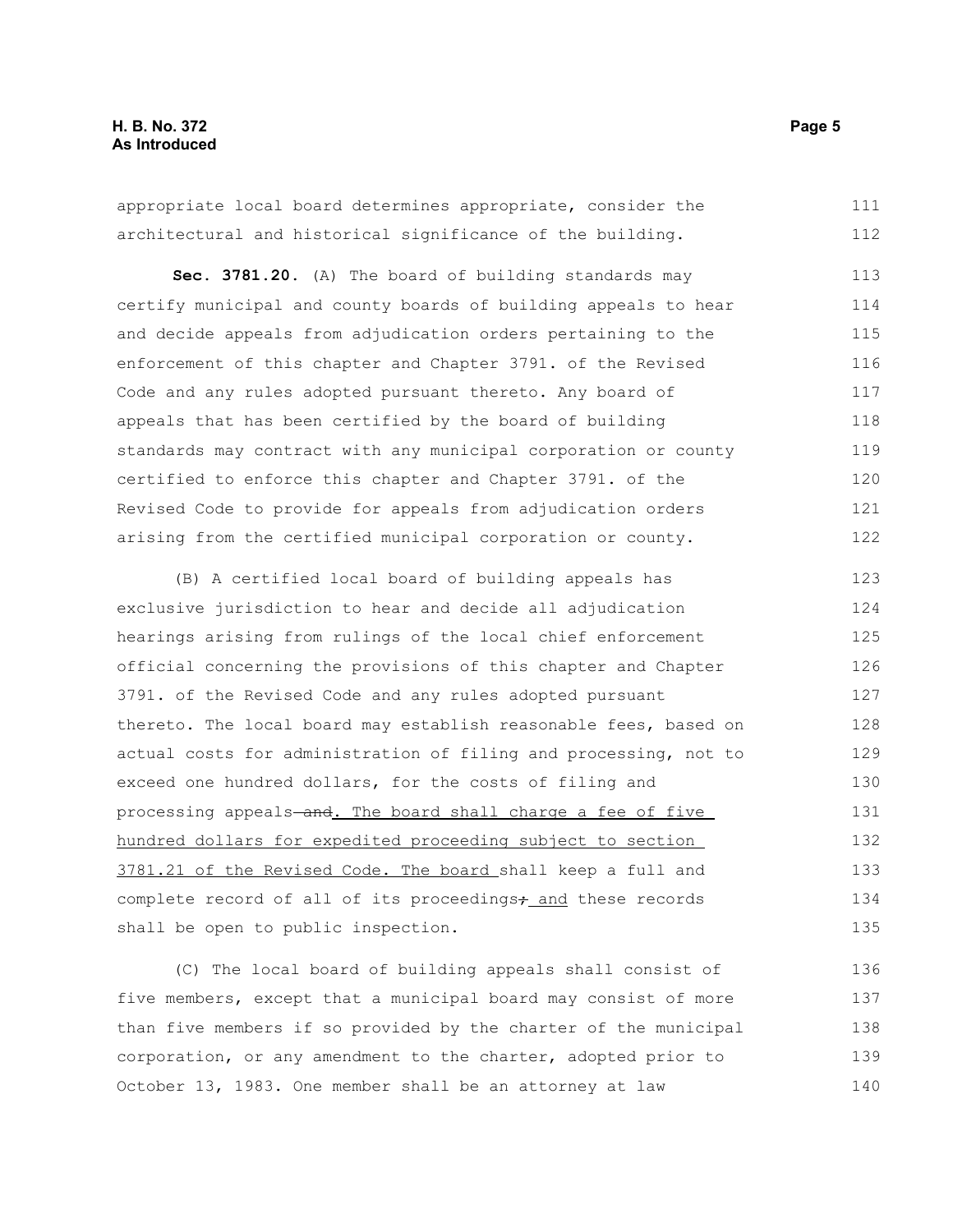appropriate local board determines appropriate, consider the architectural and historical significance of the building.

**Sec. 3781.20.** (A) The board of building standards may certify municipal and county boards of building appeals to hear and decide appeals from adjudication orders pertaining to the enforcement of this chapter and Chapter 3791. of the Revised Code and any rules adopted pursuant thereto. Any board of appeals that has been certified by the board of building standards may contract with any municipal corporation or county certified to enforce this chapter and Chapter 3791. of the Revised Code to provide for appeals from adjudication orders arising from the certified municipal corporation or county.

(B) A certified local board of building appeals has exclusive jurisdiction to hear and decide all adjudication hearings arising from rulings of the local chief enforcement official concerning the provisions of this chapter and Chapter 3791. of the Revised Code and any rules adopted pursuant thereto. The local board may establish reasonable fees, based on actual costs for administration of filing and processing, not to exceed one hundred dollars, for the costs of filing and processing appeals ~~and~~. The board shall charge a fee of five hundred dollars for expedited proceeding subject to section 3781.21 of the Revised Code. The board shall keep a full and complete record of all of its proceedings~~;~~ and these records shall be open to public inspection.

(C) The local board of building appeals shall consist of five members, except that a municipal board may consist of more than five members if so provided by the charter of the municipal corporation, or any amendment to the charter, adopted prior to October 13, 1983. One member shall be an attorney at law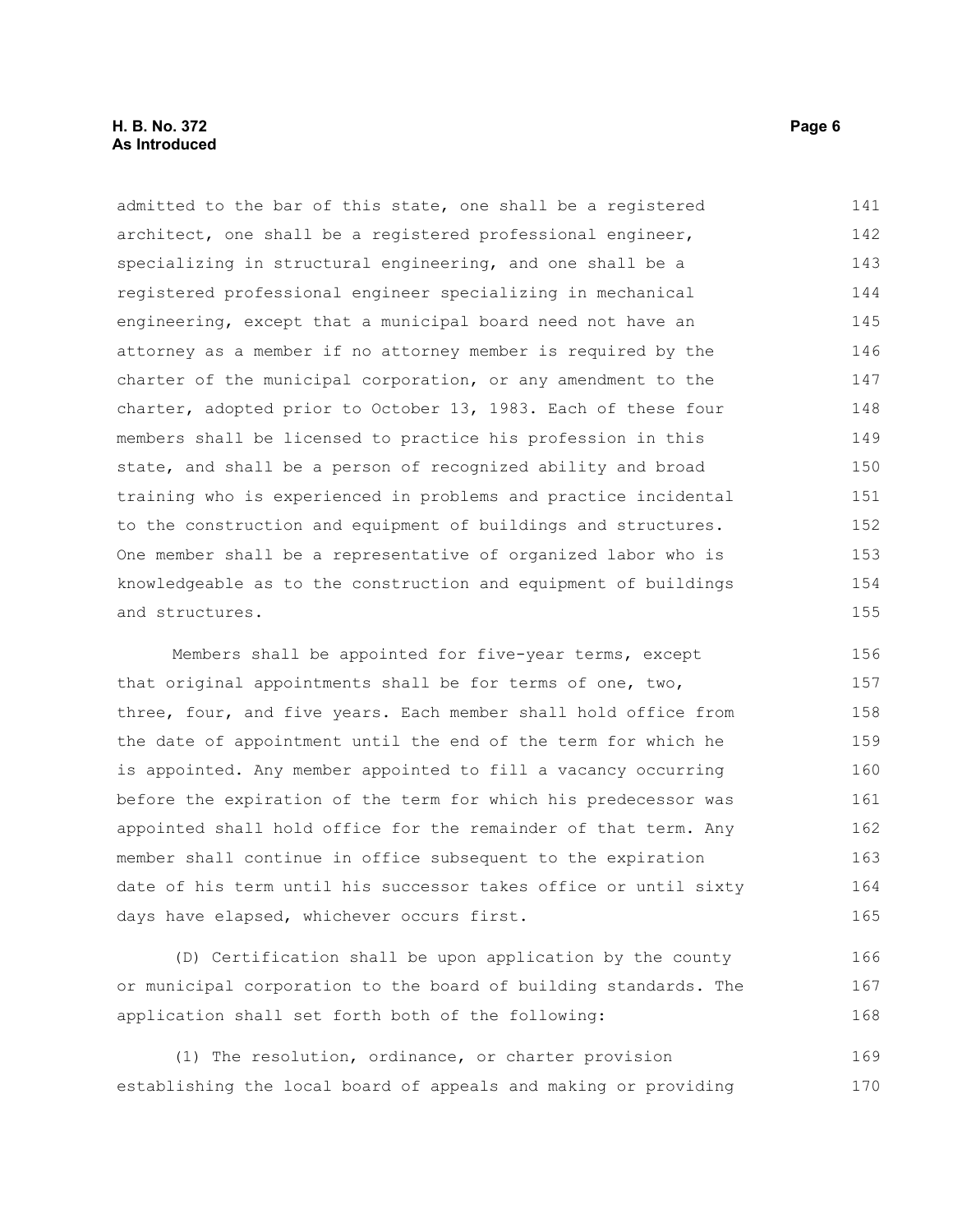admitted to the bar of this state, one shall be a registered architect, one shall be a registered professional engineer, specializing in structural engineering, and one shall be a registered professional engineer specializing in mechanical engineering, except that a municipal board need not have an attorney as a member if no attorney member is required by the charter of the municipal corporation, or any amendment to the charter, adopted prior to October 13, 1983. Each of these four members shall be licensed to practice his profession in this state, and shall be a person of recognized ability and broad training who is experienced in problems and practice incidental to the construction and equipment of buildings and structures. One member shall be a representative of organized labor who is knowledgeable as to the construction and equipment of buildings and structures.

Members shall be appointed for five-year terms, except that original appointments shall be for terms of one, two, three, four, and five years. Each member shall hold office from the date of appointment until the end of the term for which he is appointed. Any member appointed to fill a vacancy occurring before the expiration of the term for which his predecessor was appointed shall hold office for the remainder of that term. Any member shall continue in office subsequent to the expiration date of his term until his successor takes office or until sixty days have elapsed, whichever occurs first.

(D) Certification shall be upon application by the county or municipal corporation to the board of building standards. The application shall set forth both of the following:

(1) The resolution, ordinance, or charter provision establishing the local board of appeals and making or providing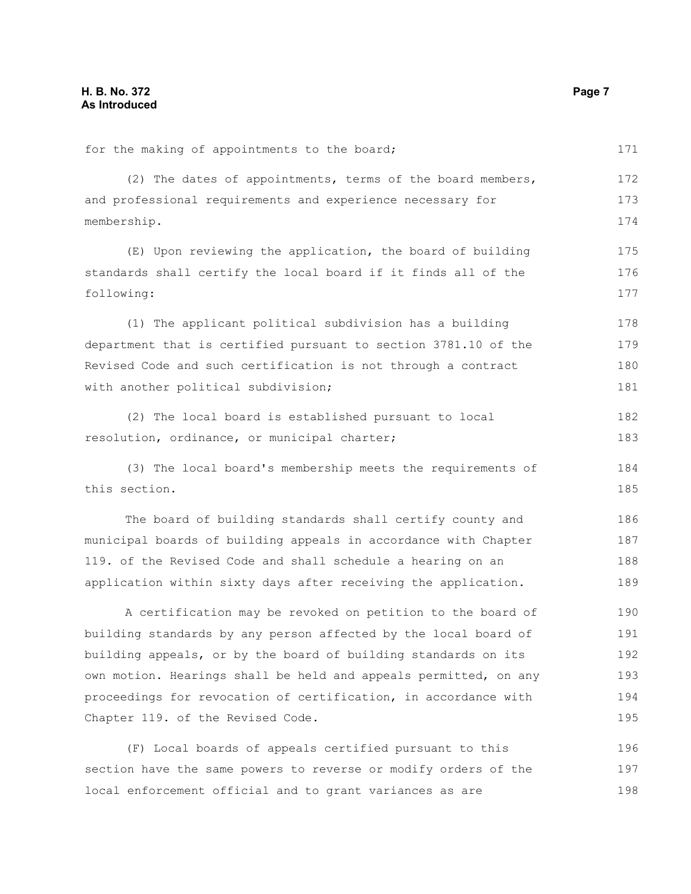for the making of appointments to the board;

(2) The dates of appointments, terms of the board members, and professional requirements and experience necessary for membership.

(E) Upon reviewing the application, the board of building standards shall certify the local board if it finds all of the following:

(1) The applicant political subdivision has a building department that is certified pursuant to section 3781.10 of the Revised Code and such certification is not through a contract with another political subdivision;

(2) The local board is established pursuant to local resolution, ordinance, or municipal charter;

(3) The local board's membership meets the requirements of this section.

The board of building standards shall certify county and municipal boards of building appeals in accordance with Chapter 119. of the Revised Code and shall schedule a hearing on an application within sixty days after receiving the application.

A certification may be revoked on petition to the board of building standards by any person affected by the local board of building appeals, or by the board of building standards on its own motion. Hearings shall be held and appeals permitted, on any proceedings for revocation of certification, in accordance with Chapter 119. of the Revised Code.

(F) Local boards of appeals certified pursuant to this section have the same powers to reverse or modify orders of the local enforcement official and to grant variances as are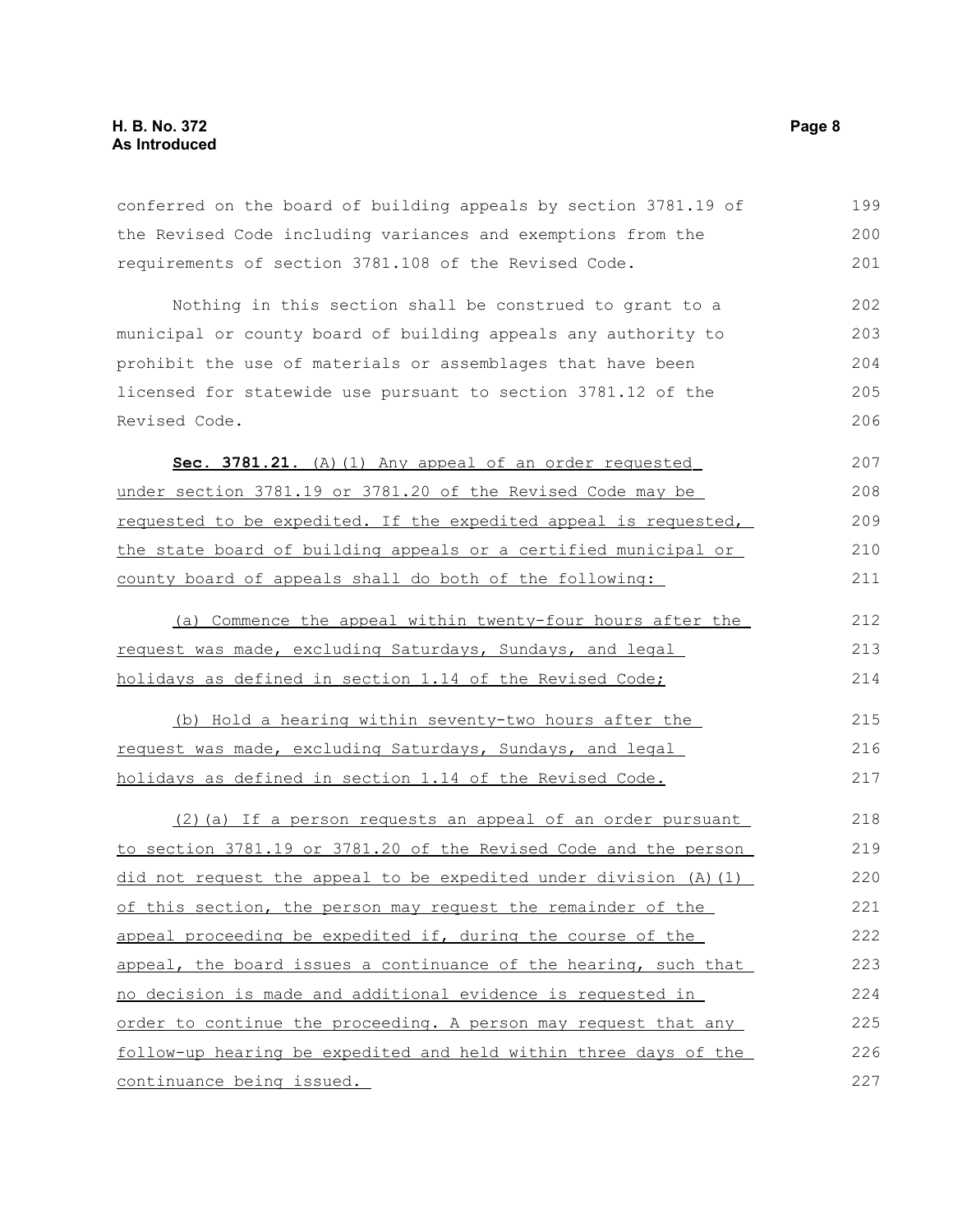conferred on the board of building appeals by section 3781.19 of the Revised Code including variances and exemptions from the requirements of section 3781.108 of the Revised Code.

Nothing in this section shall be construed to grant to a municipal or county board of building appeals any authority to prohibit the use of materials or assemblages that have been licensed for statewide use pursuant to section 3781.12 of the Revised Code.

**Sec. 3781.21.** (A)(1) Any appeal of an order requested under section 3781.19 or 3781.20 of the Revised Code may be requested to be expedited. If the expedited appeal is requested, the state board of building appeals or a certified municipal or county board of appeals shall do both of the following:

(a) Commence the appeal within twenty-four hours after the request was made, excluding Saturdays, Sundays, and legal holidays as defined in section 1.14 of the Revised Code;

(b) Hold a hearing within seventy-two hours after the request was made, excluding Saturdays, Sundays, and legal holidays as defined in section 1.14 of the Revised Code.

(2)(a) If a person requests an appeal of an order pursuant to section 3781.19 or 3781.20 of the Revised Code and the person did not request the appeal to be expedited under division (A)(1) of this section, the person may request the remainder of the appeal proceeding be expedited if, during the course of the appeal, the board issues a continuance of the hearing, such that no decision is made and additional evidence is requested in order to continue the proceeding. A person may request that any follow-up hearing be expedited and held within three days of the continuance being issued.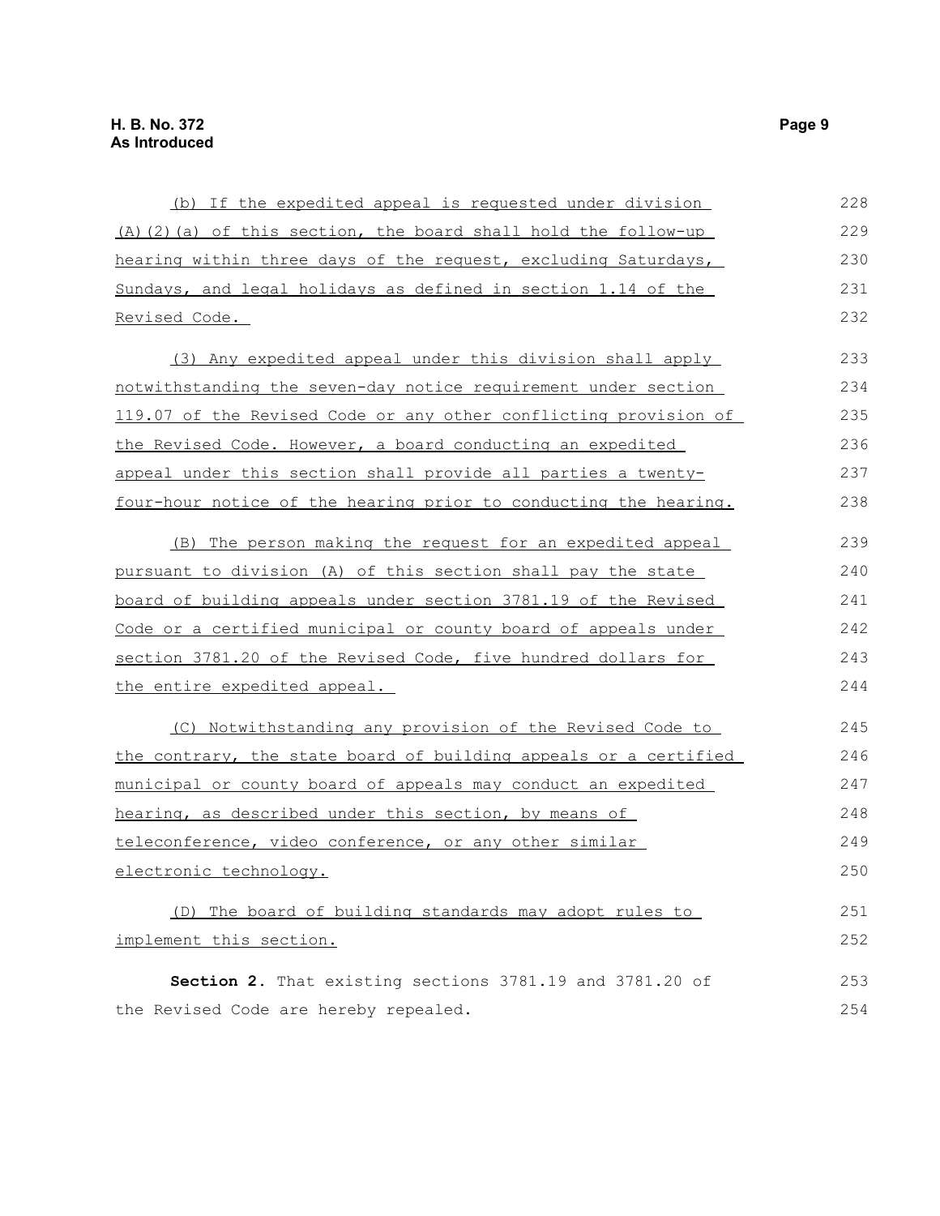(b) If the expedited appeal is requested under division (A)(2)(a) of this section, the board shall hold the follow-up hearing within three days of the request, excluding Saturdays, Sundays, and legal holidays as defined in section 1.14 of the Revised Code.

(3) Any expedited appeal under this division shall apply notwithstanding the seven-day notice requirement under section 119.07 of the Revised Code or any other conflicting provision of the Revised Code. However, a board conducting an expedited appeal under this section shall provide all parties a twenty-four-hour notice of the hearing prior to conducting the hearing.

(B) The person making the request for an expedited appeal pursuant to division (A) of this section shall pay the state board of building appeals under section 3781.19 of the Revised Code or a certified municipal or county board of appeals under section 3781.20 of the Revised Code, five hundred dollars for the entire expedited appeal.

(C) Notwithstanding any provision of the Revised Code to the contrary, the state board of building appeals or a certified municipal or county board of appeals may conduct an expedited hearing, as described under this section, by means of teleconference, video conference, or any other similar electronic technology.

(D) The board of building standards may adopt rules to implement this section.

**Section 2.** That existing sections 3781.19 and 3781.20 of the Revised Code are hereby repealed.